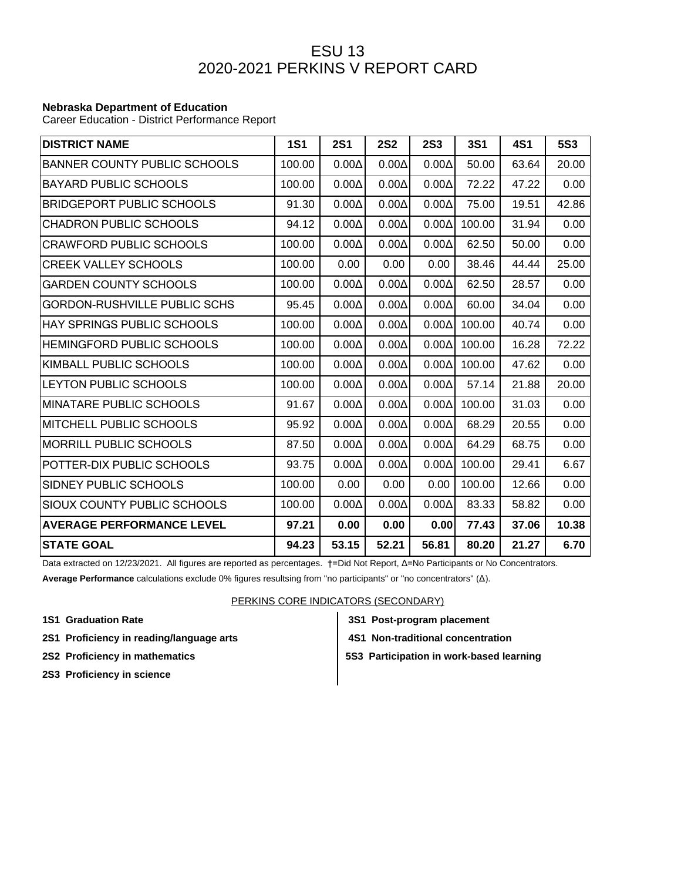# ESU 13
# 2020-2021 PERKINS V REPORT CARD

**Nebraska Department of Education**
Career Education - District Performance Report

| DISTRICT NAME | 1S1 | 2S1 | 2S2 | 2S3 | 3S1 | 4S1 | 5S3 |
|---|---|---|---|---|---|---|---|
| BANNER COUNTY PUBLIC SCHOOLS | 100.00 | 0.00Δ | 0.00Δ | 0.00Δ | 50.00 | 63.64 | 20.00 |
| BAYARD PUBLIC SCHOOLS | 100.00 | 0.00Δ | 0.00Δ | 0.00Δ | 72.22 | 47.22 | 0.00 |
| BRIDGEPORT PUBLIC SCHOOLS | 91.30 | 0.00Δ | 0.00Δ | 0.00Δ | 75.00 | 19.51 | 42.86 |
| CHADRON PUBLIC SCHOOLS | 94.12 | 0.00Δ | 0.00Δ | 0.00Δ | 100.00 | 31.94 | 0.00 |
| CRAWFORD PUBLIC SCHOOLS | 100.00 | 0.00Δ | 0.00Δ | 0.00Δ | 62.50 | 50.00 | 0.00 |
| CREEK VALLEY SCHOOLS | 100.00 | 0.00 | 0.00 | 0.00 | 38.46 | 44.44 | 25.00 |
| GARDEN COUNTY SCHOOLS | 100.00 | 0.00Δ | 0.00Δ | 0.00Δ | 62.50 | 28.57 | 0.00 |
| GORDON-RUSHVILLE PUBLIC SCHS | 95.45 | 0.00Δ | 0.00Δ | 0.00Δ | 60.00 | 34.04 | 0.00 |
| HAY SPRINGS PUBLIC SCHOOLS | 100.00 | 0.00Δ | 0.00Δ | 0.00Δ | 100.00 | 40.74 | 0.00 |
| HEMINGFORD PUBLIC SCHOOLS | 100.00 | 0.00Δ | 0.00Δ | 0.00Δ | 100.00 | 16.28 | 72.22 |
| KIMBALL PUBLIC SCHOOLS | 100.00 | 0.00Δ | 0.00Δ | 0.00Δ | 100.00 | 47.62 | 0.00 |
| LEYTON PUBLIC SCHOOLS | 100.00 | 0.00Δ | 0.00Δ | 0.00Δ | 57.14 | 21.88 | 20.00 |
| MINATARE PUBLIC SCHOOLS | 91.67 | 0.00Δ | 0.00Δ | 0.00Δ | 100.00 | 31.03 | 0.00 |
| MITCHELL PUBLIC SCHOOLS | 95.92 | 0.00Δ | 0.00Δ | 0.00Δ | 68.29 | 20.55 | 0.00 |
| MORRILL PUBLIC SCHOOLS | 87.50 | 0.00Δ | 0.00Δ | 0.00Δ | 64.29 | 68.75 | 0.00 |
| POTTER-DIX PUBLIC SCHOOLS | 93.75 | 0.00Δ | 0.00Δ | 0.00Δ | 100.00 | 29.41 | 6.67 |
| SIDNEY PUBLIC SCHOOLS | 100.00 | 0.00 | 0.00 | 0.00 | 100.00 | 12.66 | 0.00 |
| SIOUX COUNTY PUBLIC SCHOOLS | 100.00 | 0.00Δ | 0.00Δ | 0.00Δ | 83.33 | 58.82 | 0.00 |
| **AVERAGE PERFORMANCE LEVEL** | **97.21** | **0.00** | **0.00** | **0.00** | **77.43** | **37.06** | **10.38** |
| **STATE GOAL** | **94.23** | **53.15** | **52.21** | **56.81** | **80.20** | **21.27** | **6.70** |

Data extracted on 12/23/2021. All figures are reported as percentages. †=Did Not Report, Δ=No Participants or No Concentrators.

**Average Performance** calculations exclude 0% figures resultsing from "no participants" or "no concentrators" (Δ).

PERKINS CORE INDICATORS (SECONDARY)

- **1S1 Graduation Rate**
- **2S1 Proficiency in reading/language arts**
- **2S2 Proficiency in mathematics**
- **2S3 Proficiency in science**
- **3S1 Post-program placement**
- **4S1 Non-traditional concentration**
- **5S3 Participation in work-based learning**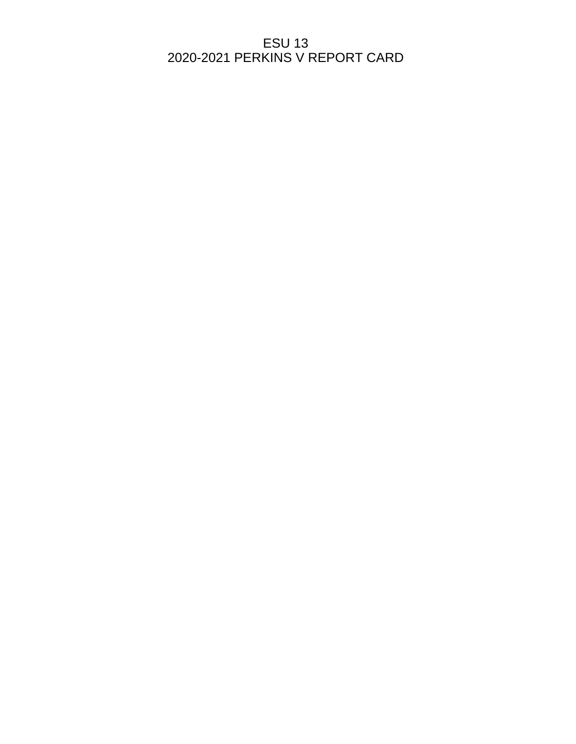# ESU 13
## 2020-2021 PERKINS V REPORT CARD